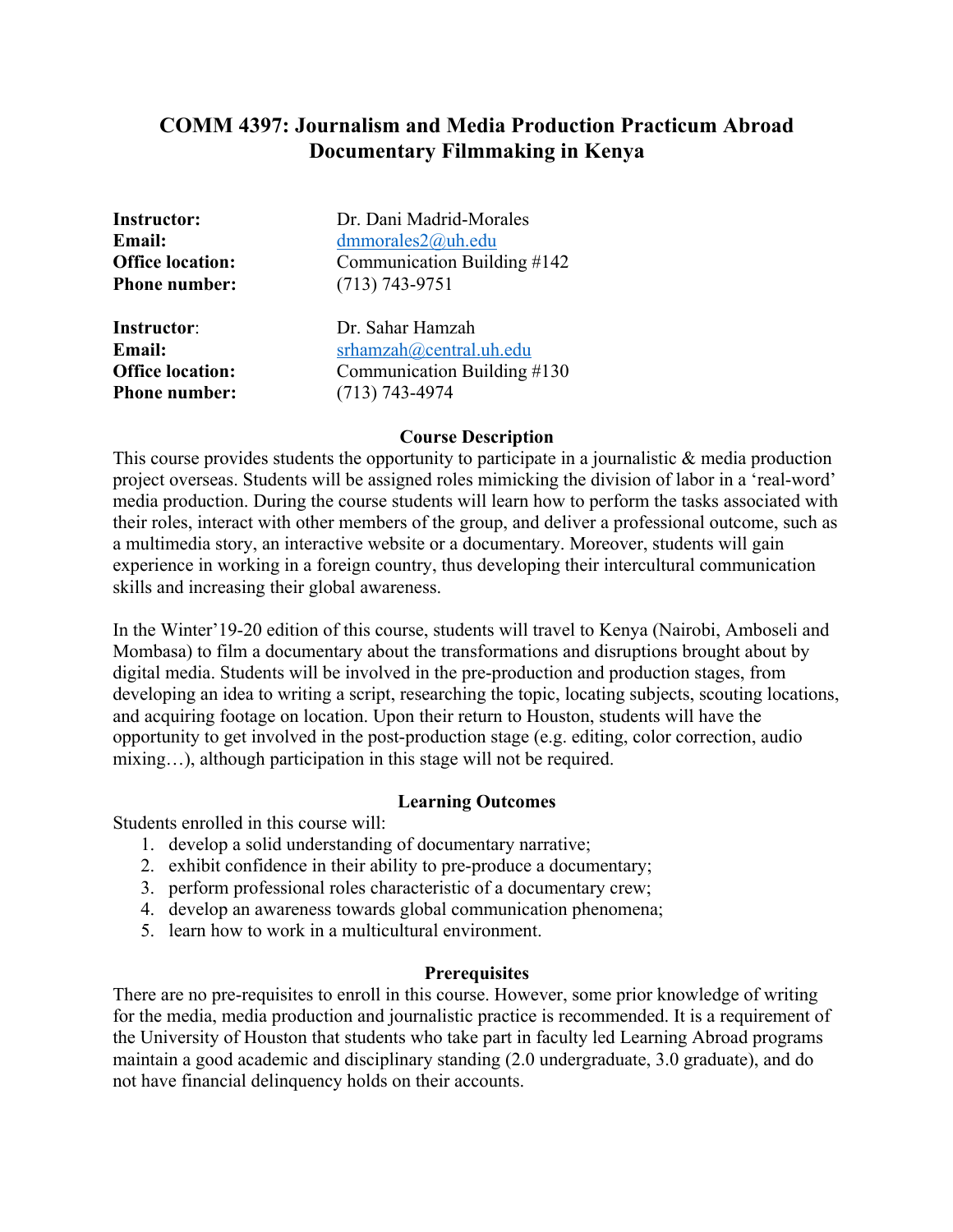# COMM 4397: Journalism and Media Production Practicum Abroad Documentary Filmmaking in Kenya

**Instructor:** Dr. Dani Madrid-Morales
**Email:** dmmorales2@uh.edu
**Office location:** Communication Building #142
**Phone number:** (713) 743-9751

**Instructor**: Dr. Sahar Hamzah
**Email:** srhamzah@central.uh.edu
**Office location:** Communication Building #130
**Phone number:** (713) 743-4974

## Course Description

This course provides students the opportunity to participate in a journalistic & media production project overseas. Students will be assigned roles mimicking the division of labor in a 'real-word' media production. During the course students will learn how to perform the tasks associated with their roles, interact with other members of the group, and deliver a professional outcome, such as a multimedia story, an interactive website or a documentary. Moreover, students will gain experience in working in a foreign country, thus developing their intercultural communication skills and increasing their global awareness.

In the Winter'19-20 edition of this course, students will travel to Kenya (Nairobi, Amboseli and Mombasa) to film a documentary about the transformations and disruptions brought about by digital media. Students will be involved in the pre-production and production stages, from developing an idea to writing a script, researching the topic, locating subjects, scouting locations, and acquiring footage on location. Upon their return to Houston, students will have the opportunity to get involved in the post-production stage (e.g. editing, color correction, audio mixing…), although participation in this stage will not be required.

## Learning Outcomes

Students enrolled in this course will:

1. develop a solid understanding of documentary narrative;
2. exhibit confidence in their ability to pre-produce a documentary;
3. perform professional roles characteristic of a documentary crew;
4. develop an awareness towards global communication phenomena;
5. learn how to work in a multicultural environment.

## Prerequisites

There are no pre-requisites to enroll in this course. However, some prior knowledge of writing for the media, media production and journalistic practice is recommended. It is a requirement of the University of Houston that students who take part in faculty led Learning Abroad programs maintain a good academic and disciplinary standing (2.0 undergraduate, 3.0 graduate), and do not have financial delinquency holds on their accounts.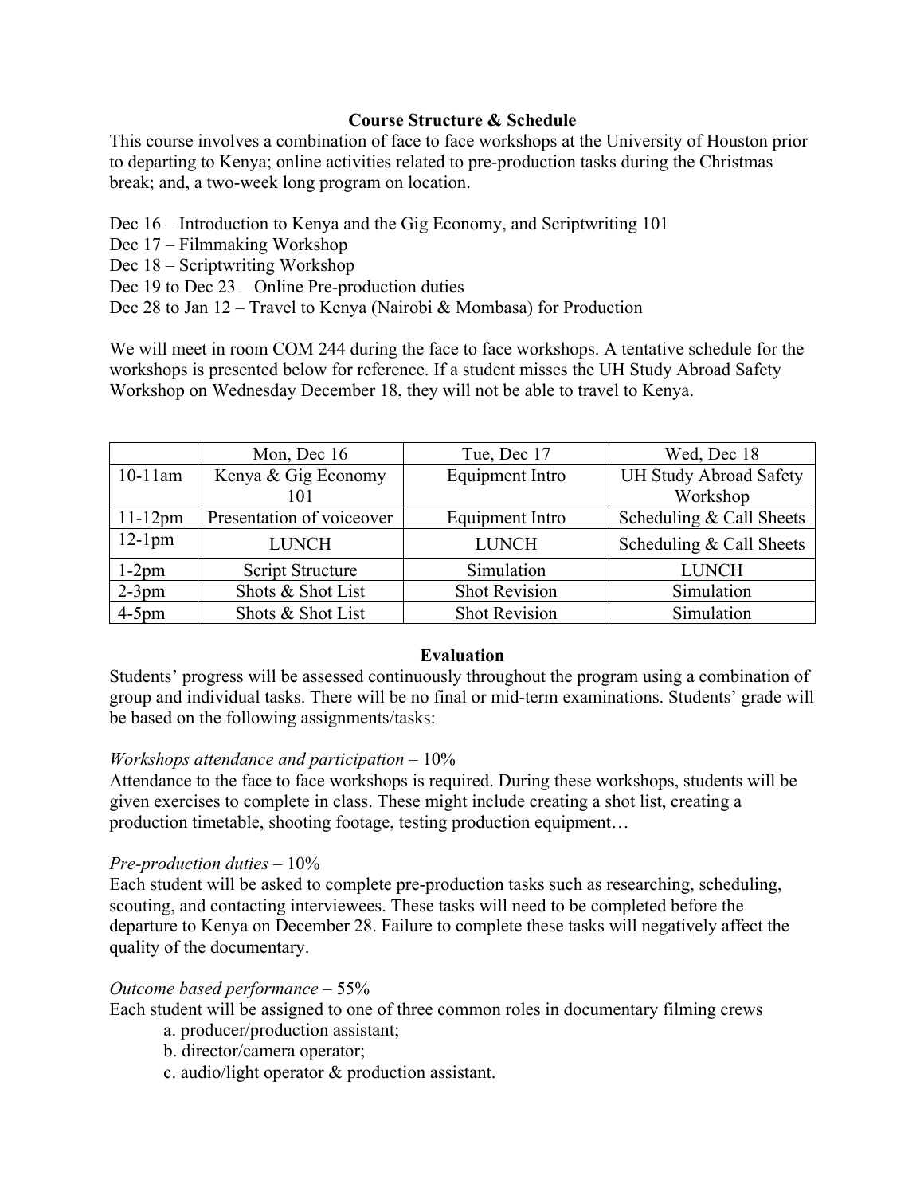## Course Structure & Schedule

This course involves a combination of face to face workshops at the University of Houston prior to departing to Kenya; online activities related to pre-production tasks during the Christmas break; and, a two-week long program on location.

Dec 16 – Introduction to Kenya and the Gig Economy, and Scriptwriting 101
Dec 17 – Filmmaking Workshop
Dec 18 – Scriptwriting Workshop
Dec 19 to Dec 23 – Online Pre-production duties
Dec 28 to Jan 12 – Travel to Kenya (Nairobi & Mombasa) for Production

We will meet in room COM 244 during the face to face workshops. A tentative schedule for the workshops is presented below for reference. If a student misses the UH Study Abroad Safety Workshop on Wednesday December 18, they will not be able to travel to Kenya.

| | Mon, Dec 16 | Tue, Dec 17 | Wed, Dec 18 |
|---|---|---|---|
| 10-11am | Kenya & Gig Economy 101 | Equipment Intro | UH Study Abroad Safety Workshop |
| 11-12pm | Presentation of voiceover | Equipment Intro | Scheduling & Call Sheets |
| 12-1pm | LUNCH | LUNCH | Scheduling & Call Sheets |
| 1-2pm | Script Structure | Simulation | LUNCH |
| 2-3pm | Shots & Shot List | Shot Revision | Simulation |
| 4-5pm | Shots & Shot List | Shot Revision | Simulation |

## Evaluation

Students' progress will be assessed continuously throughout the program using a combination of group and individual tasks. There will be no final or mid-term examinations. Students' grade will be based on the following assignments/tasks:

*Workshops attendance and participation* – 10%
Attendance to the face to face workshops is required. During these workshops, students will be given exercises to complete in class. These might include creating a shot list, creating a production timetable, shooting footage, testing production equipment…

*Pre-production duties* – 10%
Each student will be asked to complete pre-production tasks such as researching, scheduling, scouting, and contacting interviewees. These tasks will need to be completed before the departure to Kenya on December 28. Failure to complete these tasks will negatively affect the quality of the documentary.

*Outcome based performance* – 55%
Each student will be assigned to one of three common roles in documentary filming crews

a. producer/production assistant;
b. director/camera operator;
c. audio/light operator & production assistant.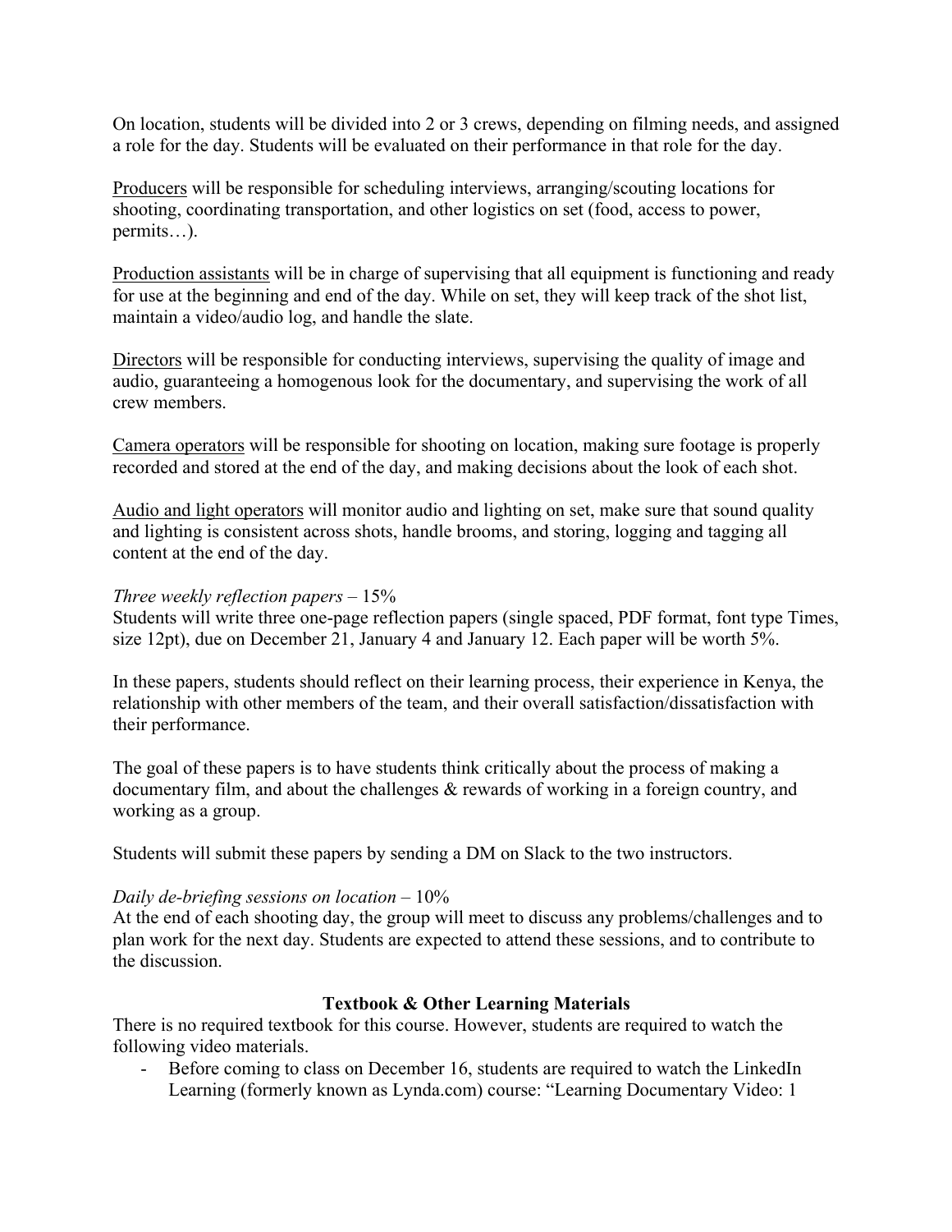On location, students will be divided into 2 or 3 crews, depending on filming needs, and assigned a role for the day. Students will be evaluated on their performance in that role for the day.

<u>Producers</u> will be responsible for scheduling interviews, arranging/scouting locations for shooting, coordinating transportation, and other logistics on set (food, access to power, permits…).

<u>Production assistants</u> will be in charge of supervising that all equipment is functioning and ready for use at the beginning and end of the day. While on set, they will keep track of the shot list, maintain a video/audio log, and handle the slate.

<u>Directors</u> will be responsible for conducting interviews, supervising the quality of image and audio, guaranteeing a homogenous look for the documentary, and supervising the work of all crew members.

<u>Camera operators</u> will be responsible for shooting on location, making sure footage is properly recorded and stored at the end of the day, and making decisions about the look of each shot.

<u>Audio and light operators</u> will monitor audio and lighting on set, make sure that sound quality and lighting is consistent across shots, handle brooms, and storing, logging and tagging all content at the end of the day.

*Three weekly reflection papers* – 15%
Students will write three one-page reflection papers (single spaced, PDF format, font type Times, size 12pt), due on December 21, January 4 and January 12. Each paper will be worth 5%.

In these papers, students should reflect on their learning process, their experience in Kenya, the relationship with other members of the team, and their overall satisfaction/dissatisfaction with their performance.

The goal of these papers is to have students think critically about the process of making a documentary film, and about the challenges & rewards of working in a foreign country, and working as a group.

Students will submit these papers by sending a DM on Slack to the two instructors.

*Daily de-briefing sessions on location* – 10%
At the end of each shooting day, the group will meet to discuss any problems/challenges and to plan work for the next day. Students are expected to attend these sessions, and to contribute to the discussion.

**Textbook & Other Learning Materials**

There is no required textbook for this course. However, students are required to watch the following video materials.

- Before coming to class on December 16, students are required to watch the LinkedIn Learning (formerly known as Lynda.com) course: "Learning Documentary Video: 1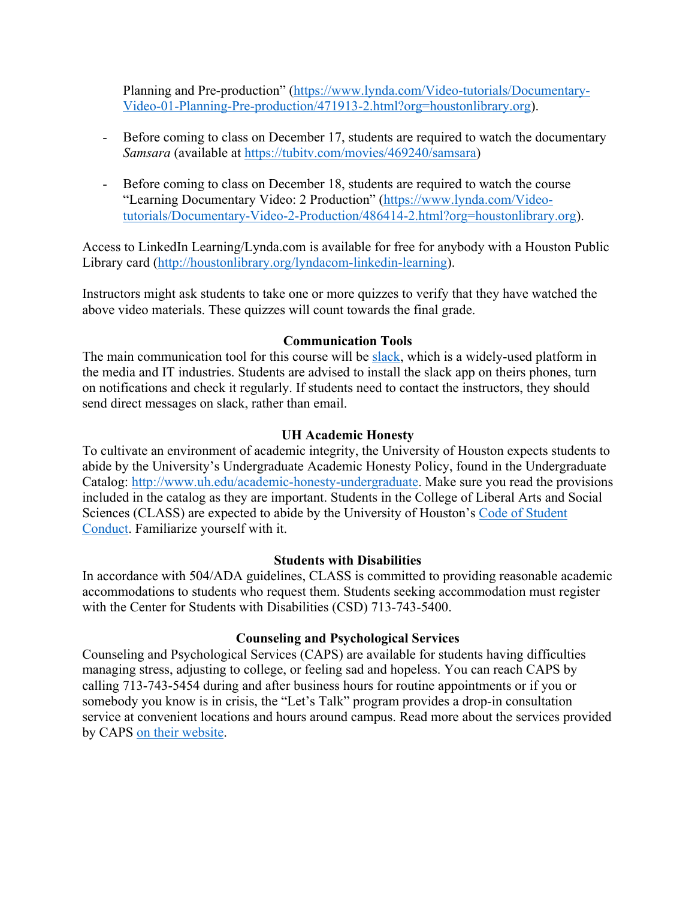Planning and Pre-production" (https://www.lynda.com/Video-tutorials/Documentary-Video-01-Planning-Pre-production/471913-2.html?org=houstonlibrary.org).

- Before coming to class on December 17, students are required to watch the documentary *Samsara* (available at https://tubitv.com/movies/469240/samsara)
- Before coming to class on December 18, students are required to watch the course "Learning Documentary Video: 2 Production" (https://www.lynda.com/Video-tutorials/Documentary-Video-2-Production/486414-2.html?org=houstonlibrary.org).

Access to LinkedIn Learning/Lynda.com is available for free for anybody with a Houston Public Library card (http://houstonlibrary.org/lyndacom-linkedin-learning).

Instructors might ask students to take one or more quizzes to verify that they have watched the above video materials. These quizzes will count towards the final grade.

**Communication Tools**

The main communication tool for this course will be slack, which is a widely-used platform in the media and IT industries. Students are advised to install the slack app on theirs phones, turn on notifications and check it regularly. If students need to contact the instructors, they should send direct messages on slack, rather than email.

**UH Academic Honesty**

To cultivate an environment of academic integrity, the University of Houston expects students to abide by the University's Undergraduate Academic Honesty Policy, found in the Undergraduate Catalog: http://www.uh.edu/academic-honesty-undergraduate. Make sure you read the provisions included in the catalog as they are important. Students in the College of Liberal Arts and Social Sciences (CLASS) are expected to abide by the University of Houston's Code of Student Conduct. Familiarize yourself with it.

**Students with Disabilities**

In accordance with 504/ADA guidelines, CLASS is committed to providing reasonable academic accommodations to students who request them. Students seeking accommodation must register with the Center for Students with Disabilities (CSD) 713-743-5400.

**Counseling and Psychological Services**

Counseling and Psychological Services (CAPS) are available for students having difficulties managing stress, adjusting to college, or feeling sad and hopeless. You can reach CAPS by calling 713-743-5454 during and after business hours for routine appointments or if you or somebody you know is in crisis, the "Let's Talk" program provides a drop-in consultation service at convenient locations and hours around campus. Read more about the services provided by CAPS on their website.